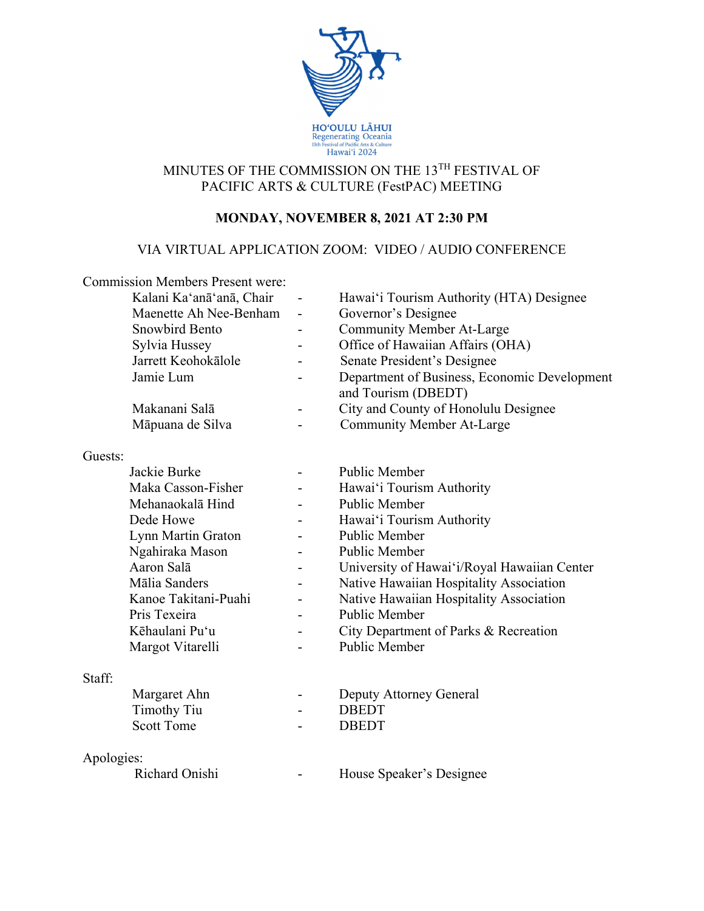HOʻOULU LĀHUI
Regenerating Oceania
13th Festival of Pacific Arts & Culture
Hawaiʻi 2024

# MINUTES OF THE COMMISSION ON THE 13TH FESTIVAL OF PACIFIC ARTS & CULTURE (FestPAC) MEETING

**MONDAY, NOVEMBER 8, 2021 AT 2:30 PM**

VIA VIRTUAL APPLICATION ZOOM: VIDEO / AUDIO CONFERENCE

Commission Members Present were:

| | | |
|---|---|---|
| Kalani Kaʻanāʻanā, Chair | - | Hawaiʻi Tourism Authority (HTA) Designee |
| Maenette Ah Nee-Benham | - | Governor's Designee |
| Snowbird Bento | - | Community Member At-Large |
| Sylvia Hussey | - | Office of Hawaiian Affairs (OHA) |
| Jarrett Keohokālole | - | Senate President's Designee |
| Jamie Lum | - | Department of Business, Economic Development and Tourism (DBEDT) |
| Makanani Salā | - | City and County of Honolulu Designee |
| Māpuana de Silva | - | Community Member At-Large |

Guests:

| | | |
|---|---|---|
| Jackie Burke | - | Public Member |
| Maka Casson-Fisher | - | Hawaiʻi Tourism Authority |
| Mehanaokalā Hind | - | Public Member |
| Dede Howe | - | Hawaiʻi Tourism Authority |
| Lynn Martin Graton | - | Public Member |
| Ngahiraka Mason | - | Public Member |
| Aaron Salā | - | University of Hawaiʻi/Royal Hawaiian Center |
| Mālia Sanders | - | Native Hawaiian Hospitality Association |
| Kanoe Takitani-Puahi | - | Native Hawaiian Hospitality Association |
| Pris Texeira | - | Public Member |
| Kēhaulani Puʻu | - | City Department of Parks & Recreation |
| Margot Vitarelli | - | Public Member |

Staff:

| | | |
|---|---|---|
| Margaret Ahn | - | Deputy Attorney General |
| Timothy Tiu | - | DBEDT |
| Scott Tome | - | DBEDT |

Apologies:

| | | |
|---|---|---|
| Richard Onishi | - | House Speaker's Designee |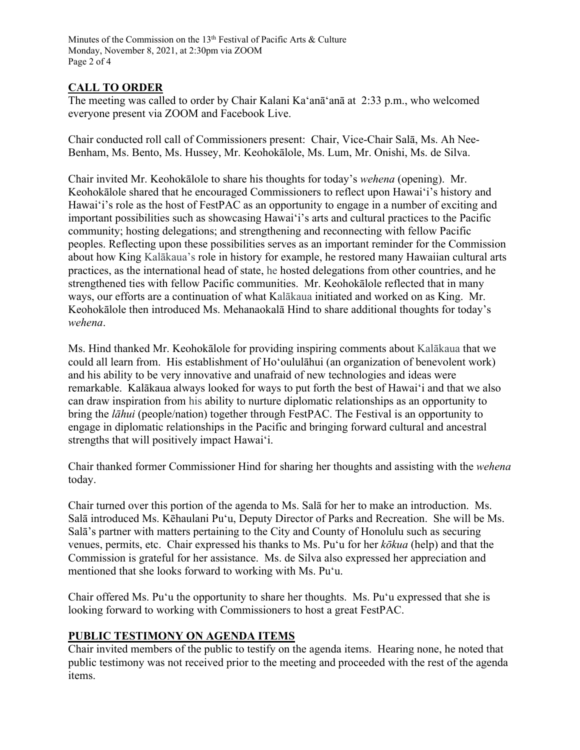## CALL TO ORDER

The meeting was called to order by Chair Kalani Kaʻanāʻanā at 2:33 p.m., who welcomed everyone present via ZOOM and Facebook Live.

Chair conducted roll call of Commissioners present: Chair, Vice-Chair Salā, Ms. Ah Nee-Benham, Ms. Bento, Ms. Hussey, Mr. Keohokālole, Ms. Lum, Mr. Onishi, Ms. de Silva.

Chair invited Mr. Keohokālole to share his thoughts for today's *wehena* (opening). Mr. Keohokālole shared that he encouraged Commissioners to reflect upon Hawaiʻi's history and Hawaiʻi's role as the host of FestPAC as an opportunity to engage in a number of exciting and important possibilities such as showcasing Hawaiʻi's arts and cultural practices to the Pacific community; hosting delegations; and strengthening and reconnecting with fellow Pacific peoples. Reflecting upon these possibilities serves as an important reminder for the Commission about how King Kalākaua's role in history for example, he restored many Hawaiian cultural arts practices, as the international head of state, he hosted delegations from other countries, and he strengthened ties with fellow Pacific communities. Mr. Keohokālole reflected that in many ways, our efforts are a continuation of what Kalākaua initiated and worked on as King. Mr. Keohokālole then introduced Ms. Mehanaokalā Hind to share additional thoughts for today's *wehena*.

Ms. Hind thanked Mr. Keohokālole for providing inspiring comments about Kalākaua that we could all learn from. His establishment of Hoʻoululāhui (an organization of benevolent work) and his ability to be very innovative and unafraid of new technologies and ideas were remarkable. Kalākaua always looked for ways to put forth the best of Hawaiʻi and that we also can draw inspiration from his ability to nurture diplomatic relationships as an opportunity to bring the *lāhui* (people/nation) together through FestPAC. The Festival is an opportunity to engage in diplomatic relationships in the Pacific and bringing forward cultural and ancestral strengths that will positively impact Hawaiʻi.

Chair thanked former Commissioner Hind for sharing her thoughts and assisting with the *wehena* today.

Chair turned over this portion of the agenda to Ms. Salā for her to make an introduction. Ms. Salā introduced Ms. Kēhaulani Puʻu, Deputy Director of Parks and Recreation. She will be Ms. Salā's partner with matters pertaining to the City and County of Honolulu such as securing venues, permits, etc. Chair expressed his thanks to Ms. Puʻu for her *kōkua* (help) and that the Commission is grateful for her assistance. Ms. de Silva also expressed her appreciation and mentioned that she looks forward to working with Ms. Puʻu.

Chair offered Ms. Puʻu the opportunity to share her thoughts. Ms. Puʻu expressed that she is looking forward to working with Commissioners to host a great FestPAC.

## PUBLIC TESTIMONY ON AGENDA ITEMS

Chair invited members of the public to testify on the agenda items. Hearing none, he noted that public testimony was not received prior to the meeting and proceeded with the rest of the agenda items.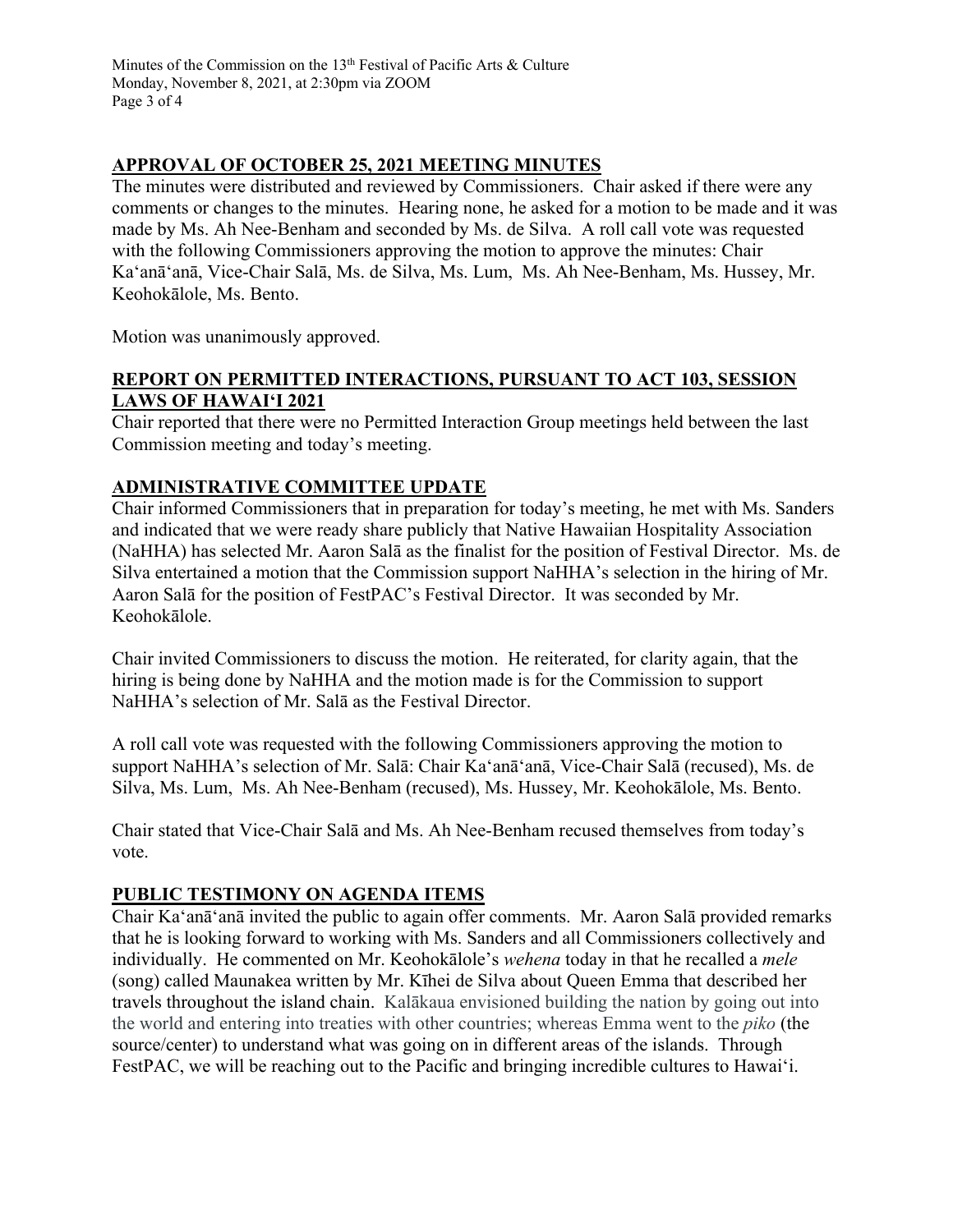## APPROVAL OF OCTOBER 25, 2021 MEETING MINUTES

The minutes were distributed and reviewed by Commissioners. Chair asked if there were any comments or changes to the minutes. Hearing none, he asked for a motion to be made and it was made by Ms. Ah Nee-Benham and seconded by Ms. de Silva. A roll call vote was requested with the following Commissioners approving the motion to approve the minutes: Chair Ka'anā'anā, Vice-Chair Salā, Ms. de Silva, Ms. Lum, Ms. Ah Nee-Benham, Ms. Hussey, Mr. Keohokālole, Ms. Bento.

Motion was unanimously approved.

## REPORT ON PERMITTED INTERACTIONS, PURSUANT TO ACT 103, SESSION LAWS OF HAWAI'I 2021

Chair reported that there were no Permitted Interaction Group meetings held between the last Commission meeting and today's meeting.

## ADMINISTRATIVE COMMITTEE UPDATE

Chair informed Commissioners that in preparation for today's meeting, he met with Ms. Sanders and indicated that we were ready share publicly that Native Hawaiian Hospitality Association (NaHHA) has selected Mr. Aaron Salā as the finalist for the position of Festival Director. Ms. de Silva entertained a motion that the Commission support NaHHA's selection in the hiring of Mr. Aaron Salā for the position of FestPAC's Festival Director. It was seconded by Mr. Keohokālole.

Chair invited Commissioners to discuss the motion. He reiterated, for clarity again, that the hiring is being done by NaHHA and the motion made is for the Commission to support NaHHA's selection of Mr. Salā as the Festival Director.

A roll call vote was requested with the following Commissioners approving the motion to support NaHHA's selection of Mr. Salā: Chair Ka'anā'anā, Vice-Chair Salā (recused), Ms. de Silva, Ms. Lum, Ms. Ah Nee-Benham (recused), Ms. Hussey, Mr. Keohokālole, Ms. Bento.

Chair stated that Vice-Chair Salā and Ms. Ah Nee-Benham recused themselves from today's vote.

## PUBLIC TESTIMONY ON AGENDA ITEMS

Chair Ka'anā'anā invited the public to again offer comments. Mr. Aaron Salā provided remarks that he is looking forward to working with Ms. Sanders and all Commissioners collectively and individually. He commented on Mr. Keohokālole's *wehena* today in that he recalled a *mele* (song) called Maunakea written by Mr. Kīhei de Silva about Queen Emma that described her travels throughout the island chain. Kalākaua envisioned building the nation by going out into the world and entering into treaties with other countries; whereas Emma went to the *piko* (the source/center) to understand what was going on in different areas of the islands. Through FestPAC, we will be reaching out to the Pacific and bringing incredible cultures to Hawai'i.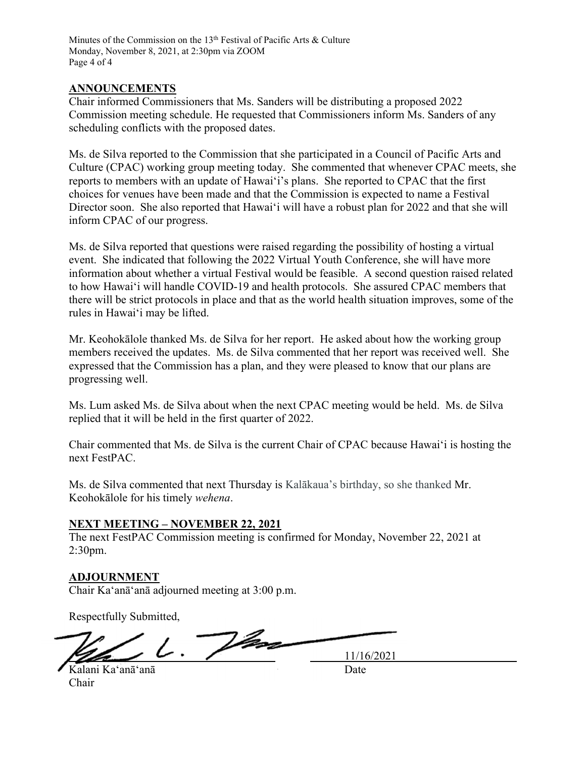## ANNOUNCEMENTS

Chair informed Commissioners that Ms. Sanders will be distributing a proposed 2022 Commission meeting schedule. He requested that Commissioners inform Ms. Sanders of any scheduling conflicts with the proposed dates.

Ms. de Silva reported to the Commission that she participated in a Council of Pacific Arts and Culture (CPAC) working group meeting today. She commented that whenever CPAC meets, she reports to members with an update of Hawai'i's plans. She reported to CPAC that the first choices for venues have been made and that the Commission is expected to name a Festival Director soon. She also reported that Hawai'i will have a robust plan for 2022 and that she will inform CPAC of our progress.

Ms. de Silva reported that questions were raised regarding the possibility of hosting a virtual event. She indicated that following the 2022 Virtual Youth Conference, she will have more information about whether a virtual Festival would be feasible. A second question raised related to how Hawai'i will handle COVID-19 and health protocols. She assured CPAC members that there will be strict protocols in place and that as the world health situation improves, some of the rules in Hawai'i may be lifted.

Mr. Keohokālole thanked Ms. de Silva for her report. He asked about how the working group members received the updates. Ms. de Silva commented that her report was received well. She expressed that the Commission has a plan, and they were pleased to know that our plans are progressing well.

Ms. Lum asked Ms. de Silva about when the next CPAC meeting would be held. Ms. de Silva replied that it will be held in the first quarter of 2022.

Chair commented that Ms. de Silva is the current Chair of CPAC because Hawai'i is hosting the next FestPAC.

Ms. de Silva commented that next Thursday is Kalākaua's birthday, so she thanked Mr. Keohokālole for his timely *wehena*.

## NEXT MEETING – NOVEMBER 22, 2021

The next FestPAC Commission meeting is confirmed for Monday, November 22, 2021 at 2:30pm.

## ADJOURNMENT

Chair Ka'anā'anā adjourned meeting at 3:00 p.m.

Respectfully Submitted,

[signature]

Kalani Ka'anā'anā
Chair

11/16/2021
Date